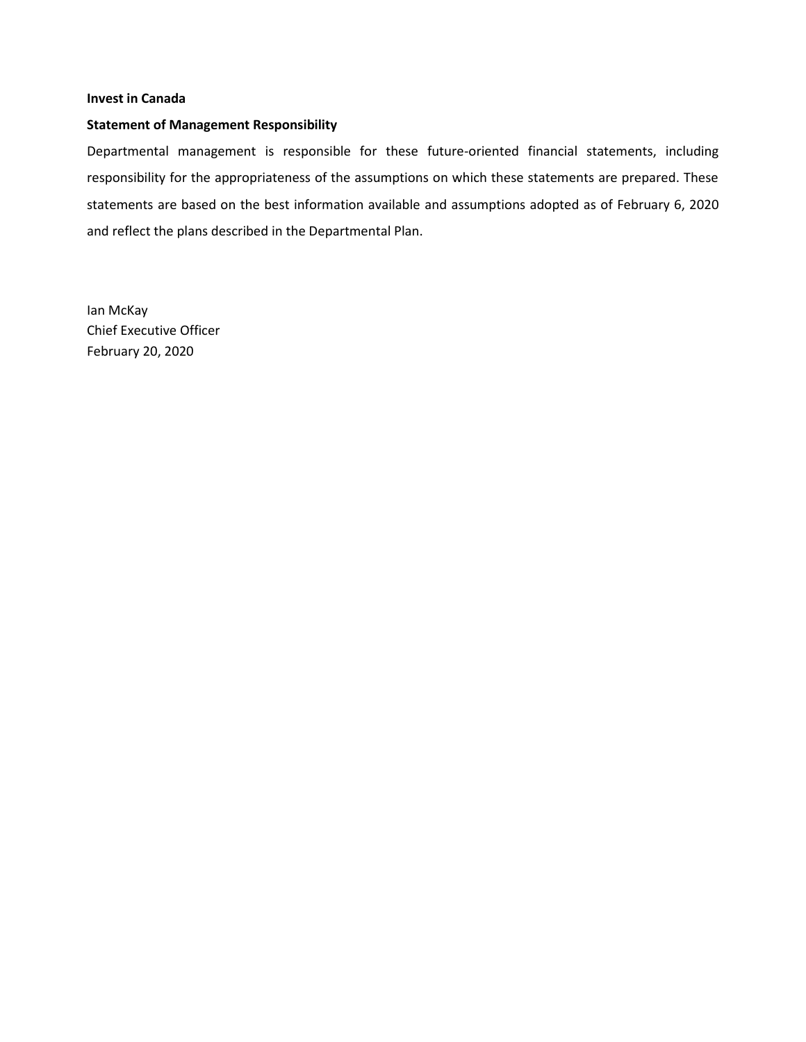**Invest in Canada**

**Statement of Management Responsibility**

Departmental management is responsible for these future-oriented financial statements, including responsibility for the appropriateness of the assumptions on which these statements are prepared. These statements are based on the best information available and assumptions adopted as of February 6, 2020 and reflect the plans described in the Departmental Plan.

Ian McKay
Chief Executive Officer
February 20, 2020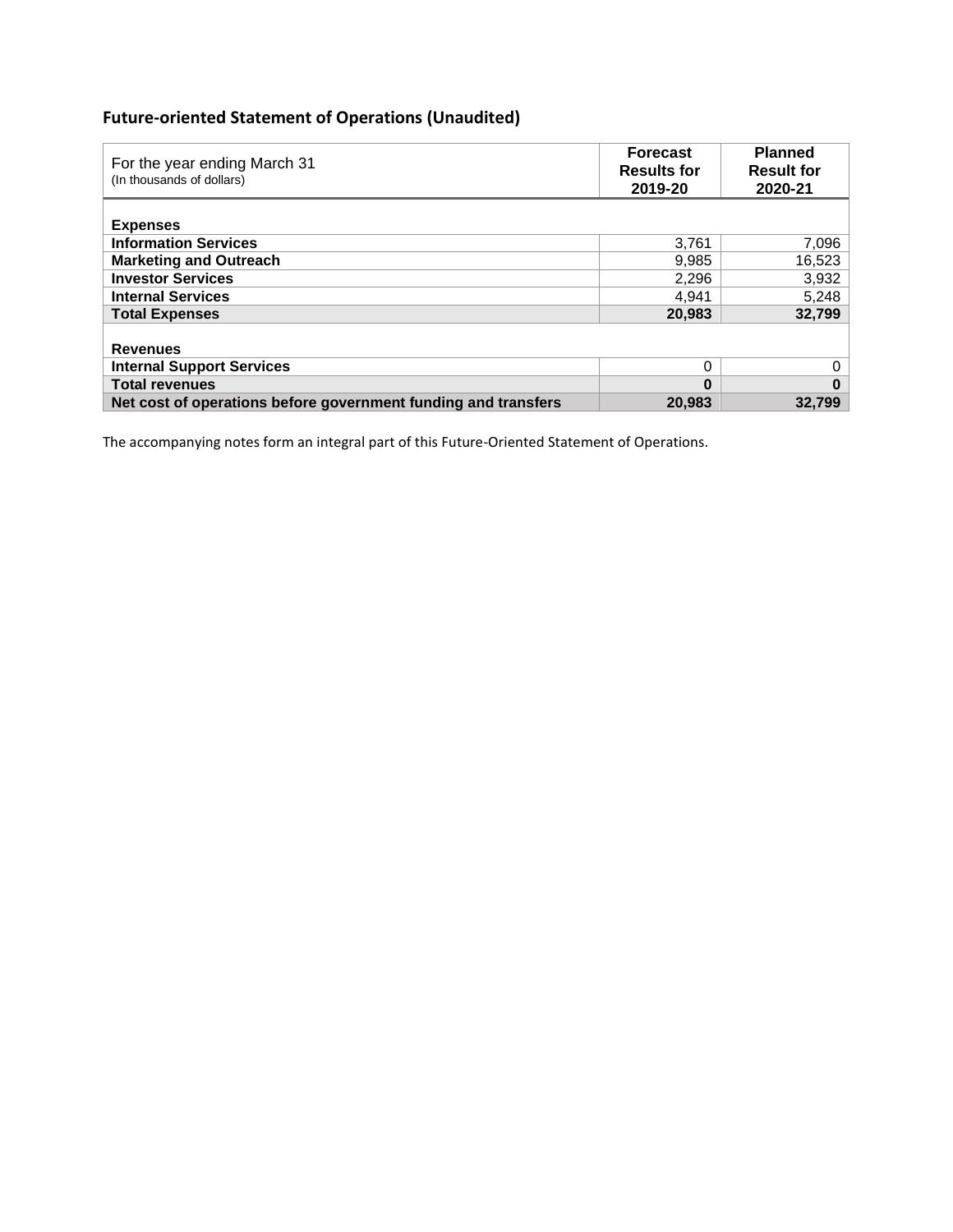## Future-oriented Statement of Operations (Unaudited)

| For the year ending March 31<br>(In thousands of dollars) | Forecast Results for 2019-20 | Planned Result for 2020-21 |
|---|---|---|
| **Expenses** | | |
| **Information Services** | 3,761 | 7,096 |
| **Marketing and Outreach** | 9,985 | 16,523 |
| **Investor Services** | 2,296 | 3,932 |
| **Internal Services** | 4,941 | 5,248 |
| **Total Expenses** | **20,983** | **32,799** |
| **Revenues** | | |
| **Internal Support Services** | 0 | 0 |
| **Total revenues** | **0** | **0** |
| **Net cost of operations before government funding and transfers** | **20,983** | **32,799** |

The accompanying notes form an integral part of this Future-Oriented Statement of Operations.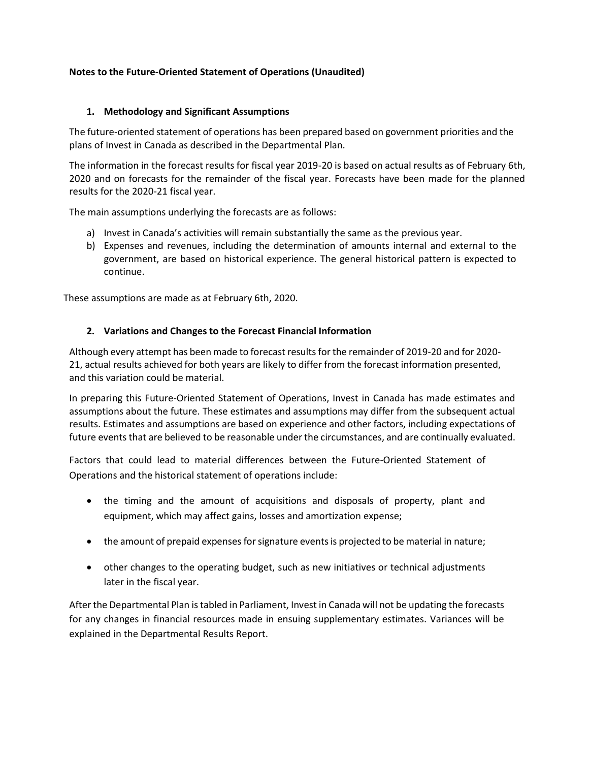**Notes to the Future-Oriented Statement of Operations (Unaudited)**

## 1. Methodology and Significant Assumptions

The future-oriented statement of operations has been prepared based on government priorities and the plans of Invest in Canada as described in the Departmental Plan.

The information in the forecast results for fiscal year 2019-20 is based on actual results as of February 6th, 2020 and on forecasts for the remainder of the fiscal year. Forecasts have been made for the planned results for the 2020-21 fiscal year.

The main assumptions underlying the forecasts are as follows:

a) Invest in Canada's activities will remain substantially the same as the previous year.
b) Expenses and revenues, including the determination of amounts internal and external to the government, are based on historical experience. The general historical pattern is expected to continue.

These assumptions are made as at February 6th, 2020.

## 2. Variations and Changes to the Forecast Financial Information

Although every attempt has been made to forecast results for the remainder of 2019-20 and for 2020-21, actual results achieved for both years are likely to differ from the forecast information presented, and this variation could be material.

In preparing this Future-Oriented Statement of Operations, Invest in Canada has made estimates and assumptions about the future. These estimates and assumptions may differ from the subsequent actual results. Estimates and assumptions are based on experience and other factors, including expectations of future events that are believed to be reasonable under the circumstances, and are continually evaluated.

Factors that could lead to material differences between the Future-Oriented Statement of Operations and the historical statement of operations include:

- the timing and the amount of acquisitions and disposals of property, plant and equipment, which may affect gains, losses and amortization expense;
- the amount of prepaid expenses for signature events is projected to be material in nature;
- other changes to the operating budget, such as new initiatives or technical adjustments later in the fiscal year.

After the Departmental Plan is tabled in Parliament, Invest in Canada will not be updating the forecasts for any changes in financial resources made in ensuing supplementary estimates. Variances will be explained in the Departmental Results Report.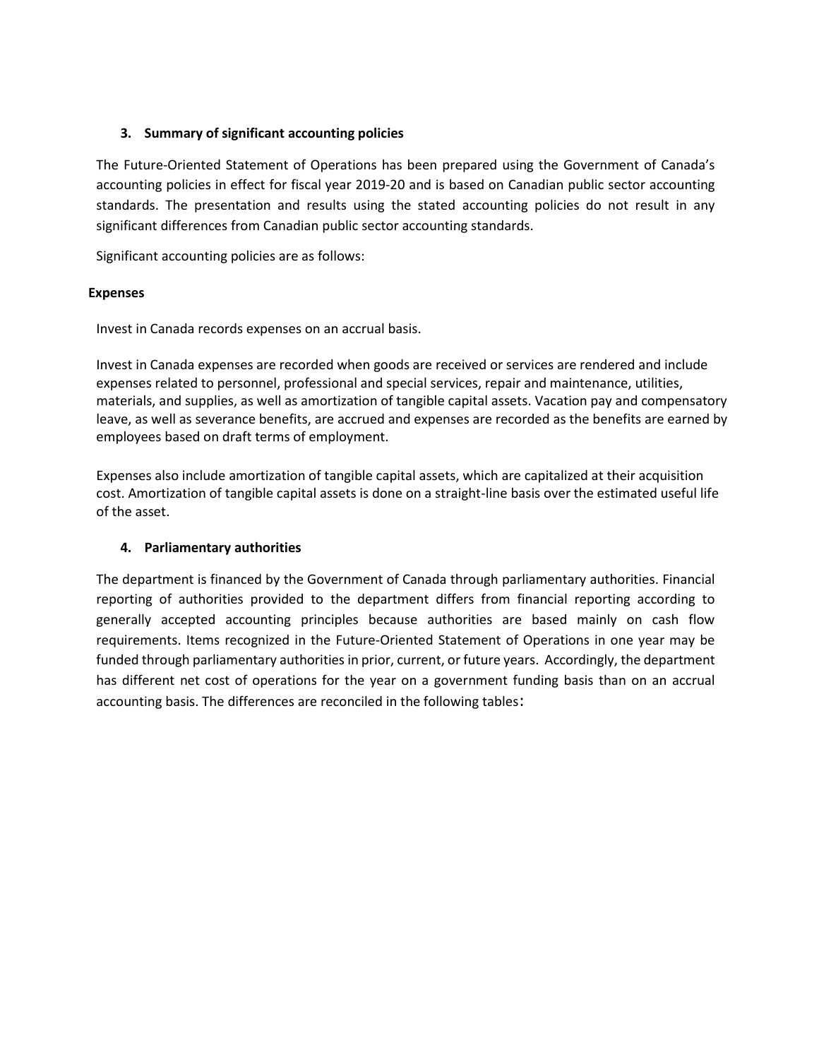### 3. Summary of significant accounting policies

The Future-Oriented Statement of Operations has been prepared using the Government of Canada's accounting policies in effect for fiscal year 2019-20 and is based on Canadian public sector accounting standards. The presentation and results using the stated accounting policies do not result in any significant differences from Canadian public sector accounting standards.

Significant accounting policies are as follows:

**Expenses**

Invest in Canada records expenses on an accrual basis.

Invest in Canada expenses are recorded when goods are received or services are rendered and include expenses related to personnel, professional and special services, repair and maintenance, utilities, materials, and supplies, as well as amortization of tangible capital assets. Vacation pay and compensatory leave, as well as severance benefits, are accrued and expenses are recorded as the benefits are earned by employees based on draft terms of employment.

Expenses also include amortization of tangible capital assets, which are capitalized at their acquisition cost. Amortization of tangible capital assets is done on a straight-line basis over the estimated useful life of the asset.

### 4. Parliamentary authorities

The department is financed by the Government of Canada through parliamentary authorities. Financial reporting of authorities provided to the department differs from financial reporting according to generally accepted accounting principles because authorities are based mainly on cash flow requirements. Items recognized in the Future-Oriented Statement of Operations in one year may be funded through parliamentary authorities in prior, current, or future years. Accordingly, the department has different net cost of operations for the year on a government funding basis than on an accrual accounting basis. The differences are reconciled in the following tables: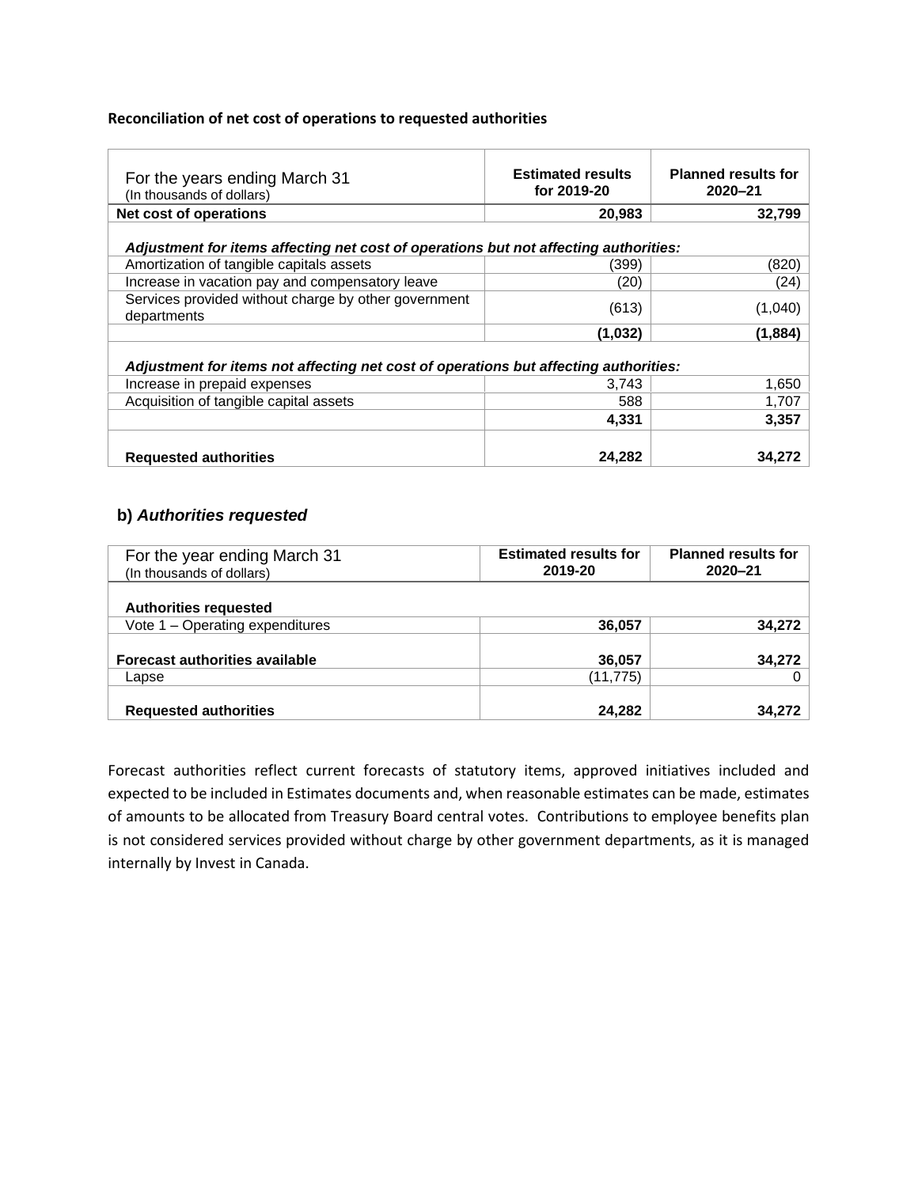**Reconciliation of net cost of operations to requested authorities**

| For the years ending March 31 (In thousands of dollars) | Estimated results for 2019-20 | Planned results for 2020–21 |
|---|---|---|
| **Net cost of operations** | **20,983** | **32,799** |
| ***Adjustment for items affecting net cost of operations but not affecting authorities:*** | | |
| Amortization of tangible capitals assets | (399) | (820) |
| Increase in vacation pay and compensatory leave | (20) | (24) |
| Services provided without charge by other government departments | (613) | (1,040) |
| | **(1,032)** | **(1,884)** |
| ***Adjustment for items not affecting net cost of operations but affecting authorities:*** | | |
| Increase in prepaid expenses | 3,743 | 1,650 |
| Acquisition of tangible capital assets | 588 | 1,707 |
| | **4,331** | **3,357** |
| **Requested authorities** | **24,282** | **34,272** |

## b) *Authorities requested*

| For the year ending March 31 (In thousands of dollars) | Estimated results for 2019-20 | Planned results for 2020–21 |
|---|---|---|
| **Authorities requested** | | |
| Vote 1 – Operating expenditures | **36,057** | **34,272** |
| **Forecast authorities available** | **36,057** | **34,272** |
| Lapse | (11,775) | 0 |
| **Requested authorities** | **24,282** | **34,272** |

Forecast authorities reflect current forecasts of statutory items, approved initiatives included and expected to be included in Estimates documents and, when reasonable estimates can be made, estimates of amounts to be allocated from Treasury Board central votes. Contributions to employee benefits plan is not considered services provided without charge by other government departments, as it is managed internally by Invest in Canada.